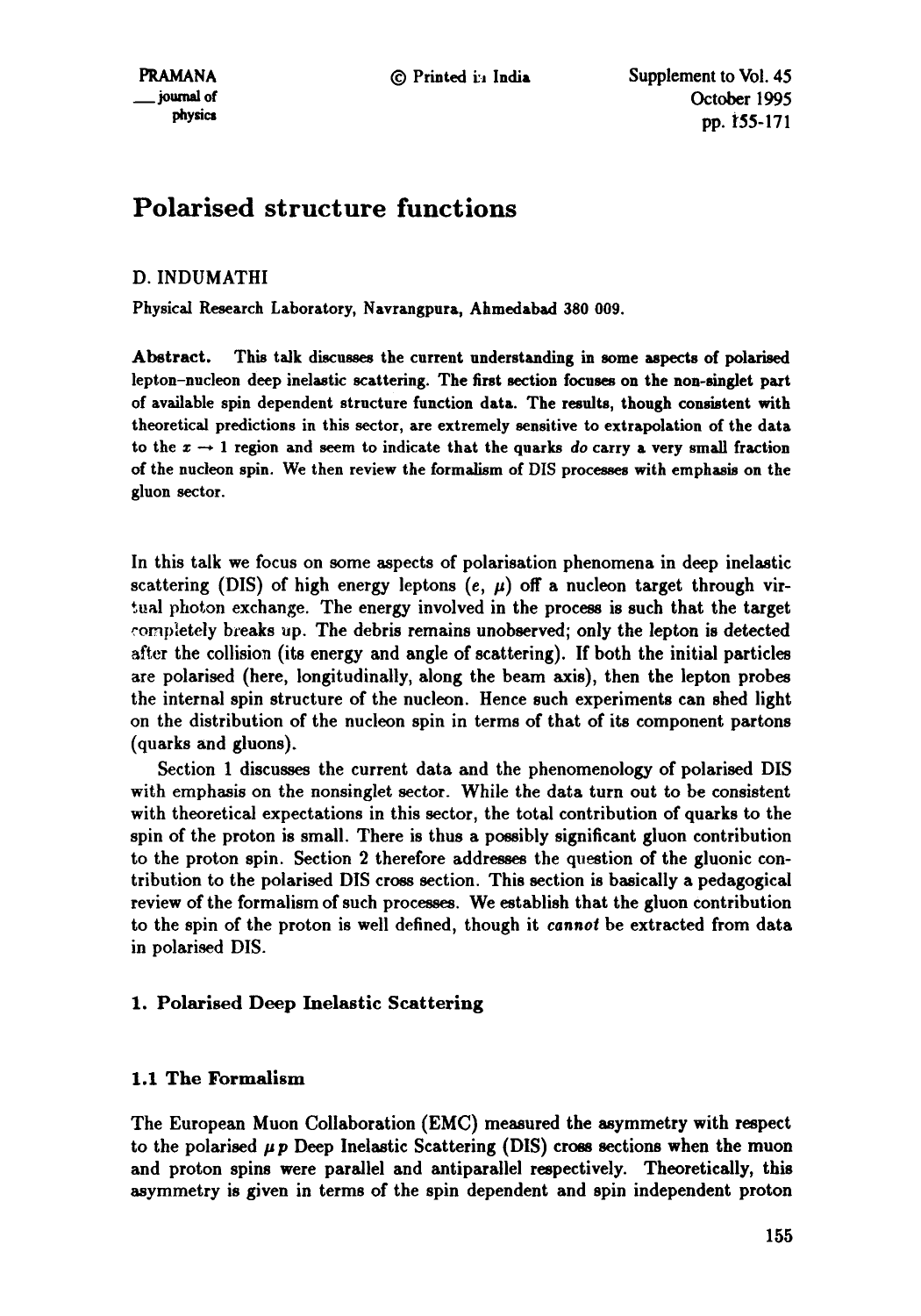# Polarised structure functions

D. INDUMATHI

Physical Research Laboratory, Navrangpura, Ahmedabad 380 009.

**Abstract.** This talk discusses the current understanding in some aspects of polarised lepton–nucleon deep inelastic scattering. The first section focuses on the non-singlet part of available spin dependent structure function data. The results, though consistent with theoretical predictions in this sector, are extremely sensitive to extrapolation of the data to the $x \to 1$ region and seem to indicate that the quarks *do* carry a very small fraction of the nucleon spin. We then review the formalism of DIS processes with emphasis on the gluon sector.

In this talk we focus on some aspects of polarisation phenomena in deep inelastic scattering (DIS) of high energy leptons ($e$, $\mu$) off a nucleon target through virtual photon exchange. The energy involved in the process is such that the target completely breaks up. The debris remains unobserved; only the lepton is detected after the collision (its energy and angle of scattering). If both the initial particles are polarised (here, longitudinally, along the beam axis), then the lepton probes the internal spin structure of the nucleon. Hence such experiments can shed light on the distribution of the nucleon spin in terms of that of its component partons (quarks and gluons).

Section 1 discusses the current data and the phenomenology of polarised DIS with emphasis on the nonsinglet sector. While the data turn out to be consistent with theoretical expectations in this sector, the total contribution of quarks to the spin of the proton is small. There is thus a possibly significant gluon contribution to the proton spin. Section 2 therefore addresses the question of the gluonic contribution to the polarised DIS cross section. This section is basically a pedagogical review of the formalism of such processes. We establish that the gluon contribution to the spin of the proton is well defined, though it *cannot* be extracted from data in polarised DIS.

## 1. Polarised Deep Inelastic Scattering

### 1.1 The Formalism

The European Muon Collaboration (EMC) measured the asymmetry with respect to the polarised $\mu p$ Deep Inelastic Scattering (DIS) cross sections when the muon and proton spins were parallel and antiparallel respectively. Theoretically, this asymmetry is given in terms of the spin dependent and spin independent proton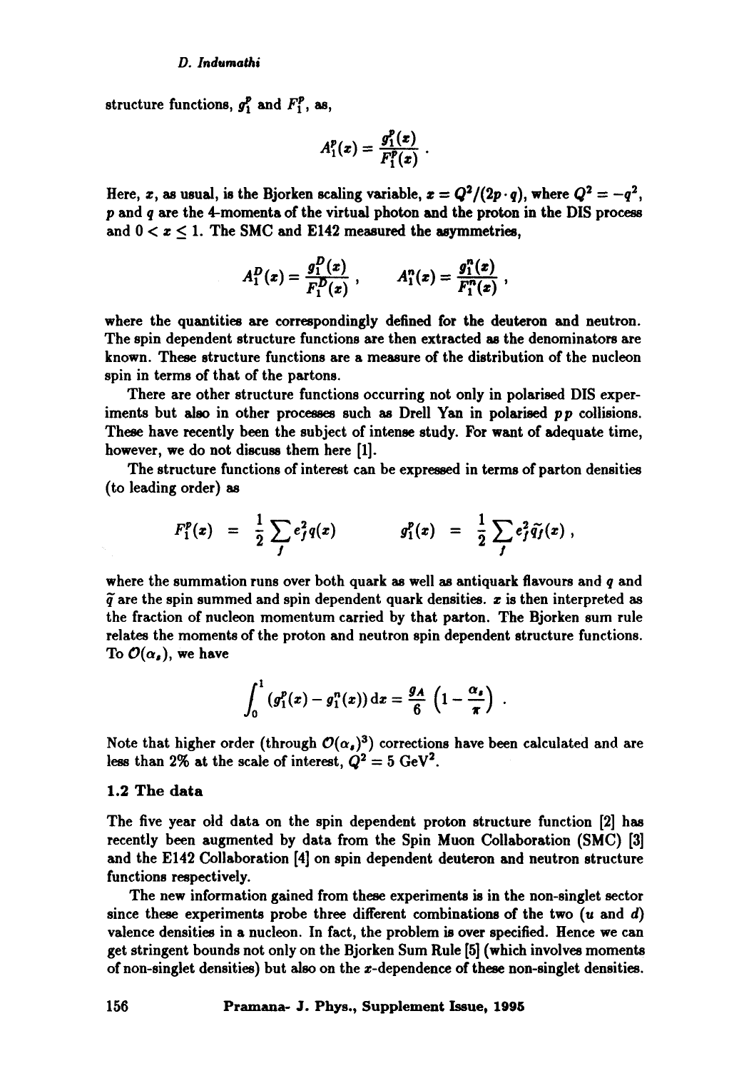structure functions, $g_1^p$ and $F_1^p$, as,

$$A_1^p(x) = \frac{g_1^p(x)}{F_1^p(x)} .$$

Here, $x$, as usual, is the Bjorken scaling variable, $x = Q^2/(2p \cdot q)$, where $Q^2 = -q^2$, $p$ and $q$ are the 4-momenta of the virtual photon and the proton in the DIS process and $0 < x \leq 1$. The SMC and E142 measured the asymmetries,

$$A_1^D(x) = \frac{g_1^D(x)}{F_1^D(x)} , \qquad A_1^n(x) = \frac{g_1^n(x)}{F_1^n(x)} ,$$

where the quantities are correspondingly defined for the deuteron and neutron. The spin dependent structure functions are then extracted as the denominators are known. These structure functions are a measure of the distribution of the nucleon spin in terms of that of the partons.

There are other structure functions occurring not only in polarised DIS experiments but also in other processes such as Drell Yan in polarised $pp$ collisions. These have recently been the subject of intense study. For want of adequate time, however, we do not discuss them here [1].

The structure functions of interest can be expressed in terms of parton densities (to leading order) as

$$F_1^p(x) = \frac{1}{2} \sum_f e_f^2 q(x) \qquad g_1^p(x) = \frac{1}{2} \sum_f e_f^2 \widetilde{q}_f(x) ,$$

where the summation runs over both quark as well as antiquark flavours and $q$ and $\widetilde{q}$ are the spin summed and spin dependent quark densities. $x$ is then interpreted as the fraction of nucleon momentum carried by that parton. The Bjorken sum rule relates the moments of the proton and neutron spin dependent structure functions. To $\mathcal{O}(\alpha_s)$, we have

$$\int_0^1 (g_1^p(x) - g_1^n(x))\, \mathrm{d}x = \frac{g_A}{6} \left(1 - \frac{\alpha_s}{\pi}\right) .$$

Note that higher order (through $\mathcal{O}(\alpha_s)^3$) corrections have been calculated and are less than 2% at the scale of interest, $Q^2 = 5$ GeV$^2$.

### 1.2 The data

The five year old data on the spin dependent proton structure function [2] has recently been augmented by data from the Spin Muon Collaboration (SMC) [3] and the E142 Collaboration [4] on spin dependent deuteron and neutron structure functions respectively.

The new information gained from these experiments is in the non-singlet sector since these experiments probe three different combinations of the two ($u$ and $d$) valence densities in a nucleon. In fact, the problem is over specified. Hence we can get stringent bounds not only on the Bjorken Sum Rule [5] (which involves moments of non-singlet densities) but also on the $x$-dependence of these non-singlet densities.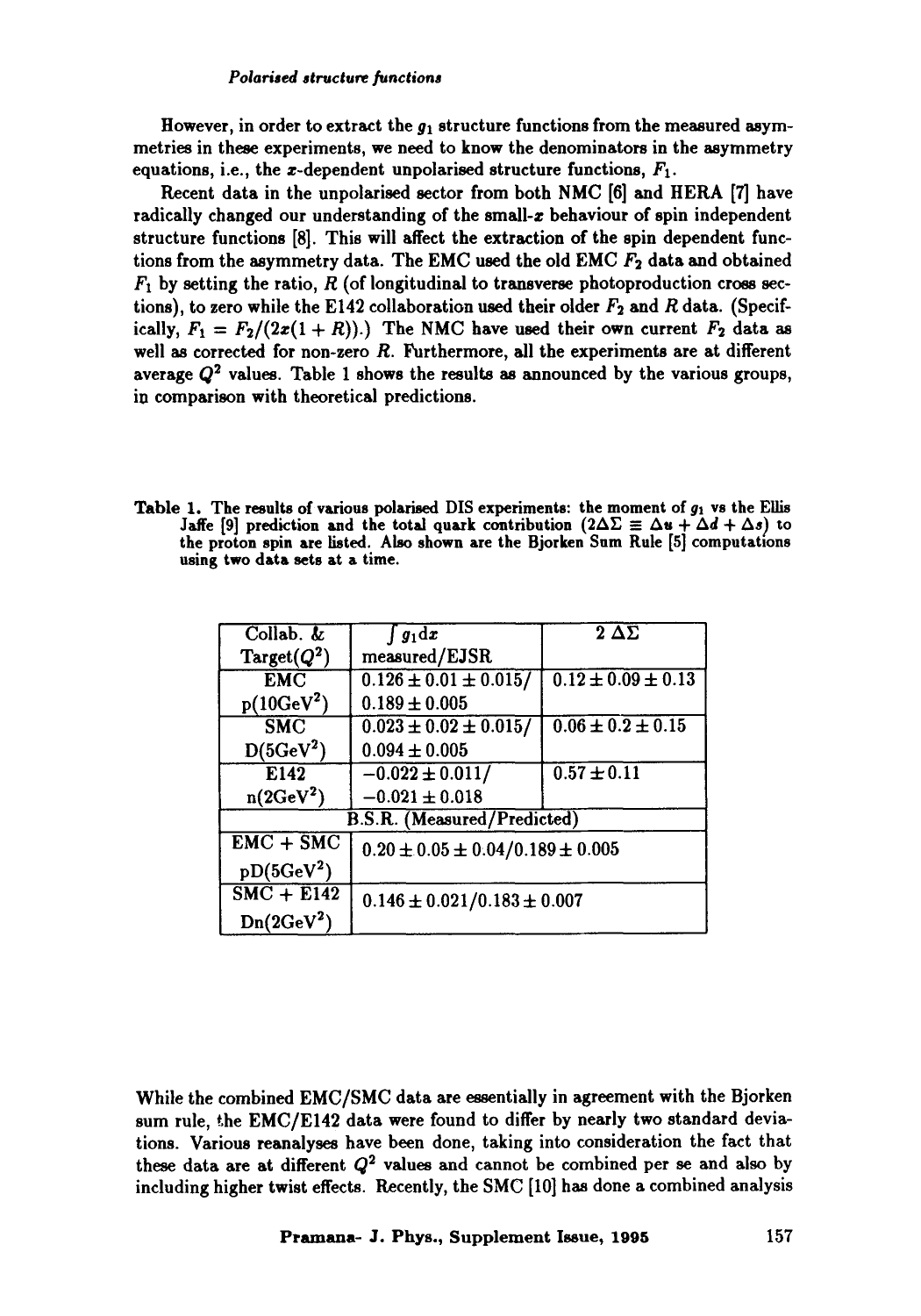However, in order to extract the $g_1$ structure functions from the measured asymmetries in these experiments, we need to know the denominators in the asymmetry equations, i.e., the $x$-dependent unpolarised structure functions, $F_1$.

Recent data in the unpolarised sector from both NMC [6] and HERA [7] have radically changed our understanding of the small-$x$ behaviour of spin independent structure functions [8]. This will affect the extraction of the spin dependent functions from the asymmetry data. The EMC used the old EMC $F_2$ data and obtained $F_1$ by setting the ratio, $R$ (of longitudinal to transverse photoproduction cross sections), to zero while the E142 collaboration used their older $F_2$ and $R$ data. (Specifically, $F_1 = F_2/(2x(1+R))$.) The NMC have used their own current $F_2$ data as well as corrected for non-zero $R$. Furthermore, all the experiments are at different average $Q^2$ values. Table 1 shows the results as announced by the various groups, in comparison with theoretical predictions.

**Table 1.** The results of various polarised DIS experiments: the moment of $g_1$ vs the Ellis Jaffe [9] prediction and the total quark contribution ($2\Delta\Sigma \equiv \Delta u + \Delta d + \Delta s$) to the proton spin are listed. Also shown are the Bjorken Sum Rule [5] computations using two data sets at a time.

| Collab. & Target($Q^2$) | $\int g_1 dx$ measured/EJSR | $2\,\Delta\Sigma$ |
|---|---|---|
| EMC p($10\text{GeV}^2$) | $0.126 \pm 0.01 \pm 0.015/$ $0.189 \pm 0.005$ | $0.12 \pm 0.09 \pm 0.13$ |
| SMC D($5\text{GeV}^2$) | $0.023 \pm 0.02 \pm 0.015/$ $0.094 \pm 0.005$ | $0.06 \pm 0.2 \pm 0.15$ |
| E142 n($2\text{GeV}^2$) | $-0.022 \pm 0.011/$ $-0.021 \pm 0.018$ | $0.57 \pm 0.11$ |
| B.S.R. (Measured/Predicted) | | |
| EMC + SMC pD($5\text{GeV}^2$) | $0.20 \pm 0.05 \pm 0.04/0.189 \pm 0.005$ | |
| SMC + E142 Dn($2\text{GeV}^2$) | $0.146 \pm 0.021/0.183 \pm 0.007$ | |

While the combined EMC/SMC data are essentially in agreement with the Bjorken sum rule, the EMC/E142 data were found to differ by nearly two standard deviations. Various reanalyses have been done, taking into consideration the fact that these data are at different $Q^2$ values and cannot be combined per se and also by including higher twist effects. Recently, the SMC [10] has done a combined analysis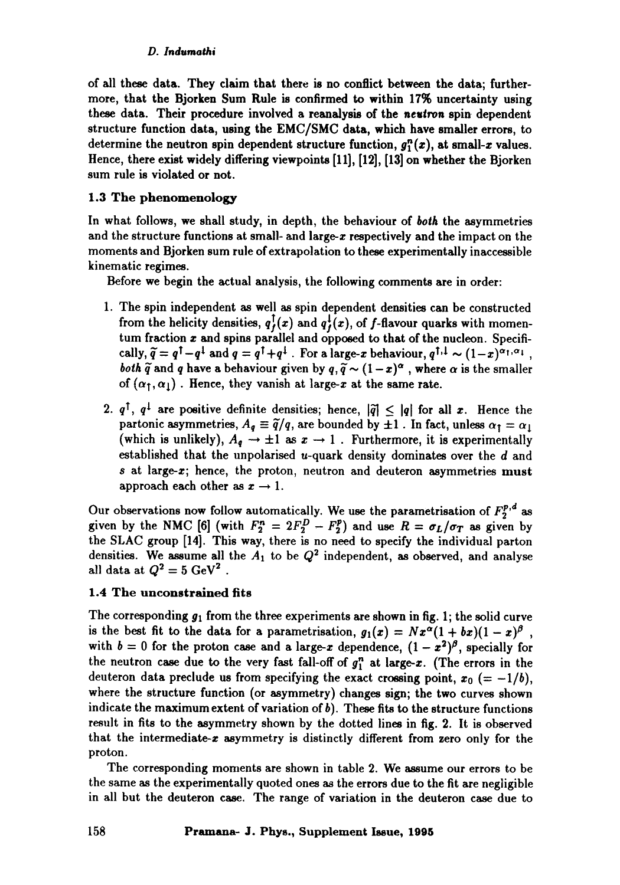of all these data. They claim that there is no conflict between the data; furthermore, that the Bjorken Sum Rule is confirmed to within 17% uncertainty using these data. Their procedure involved a reanalysis of the *neutron* spin dependent structure function data, using the EMC/SMC data, which have smaller errors, to determine the neutron spin dependent structure function, $g_1^n(x)$, at small-$x$ values. Hence, there exist widely differing viewpoints [11], [12], [13] on whether the Bjorken sum rule is violated or not.

### 1.3 The phenomenology

In what follows, we shall study, in depth, the behaviour of *both* the asymmetries and the structure functions at small- and large-$x$ respectively and the impact on the moments and Bjorken sum rule of extrapolation to these experimentally inaccessible kinematic regimes.

Before we begin the actual analysis, the following comments are in order:

1. The spin independent as well as spin dependent densities can be constructed from the helicity densities, $q_f^{\uparrow}(x)$ and $q_f^{\downarrow}(x)$, of $f$-flavour quarks with momentum fraction $x$ and spins parallel and opposed to that of the nucleon. Specifically, $\widetilde{q} = q^{\uparrow} - q^{\downarrow}$ and $q = q^{\uparrow} + q^{\downarrow}$ . For a large-$x$ behaviour, $q^{\uparrow,\downarrow} \sim (1-x)^{\alpha_{\uparrow},\alpha_{\downarrow}}$ , *both* $\widetilde{q}$ and $q$ have a behaviour given by $q, \widetilde{q} \sim (1-x)^{\alpha}$ , where $\alpha$ is the smaller of $(\alpha_{\uparrow}, \alpha_{\downarrow})$ . Hence, they vanish at large-$x$ at the same rate.
2. $q^{\uparrow}$, $q^{\downarrow}$ are positive definite densities; hence, $|\widetilde{q}| \leq |q|$ for all $x$. Hence the partonic asymmetries, $A_q \equiv \widetilde{q}/q$, are bounded by $\pm 1$ . In fact, unless $\alpha_{\uparrow} = \alpha_{\downarrow}$ (which is unlikely), $A_q \to \pm 1$ as $x \to 1$ . Furthermore, it is experimentally established that the unpolarised $u$-quark density dominates over the $d$ and $s$ at large-$x$; hence, the proton, neutron and deuteron asymmetries **must** approach each other as $x \to 1$.

Our observations now follow automatically. We use the parametrisation of $F_2^{p,d}$ as given by the NMC [6] (with $F_2^n = 2F_2^D - F_2^p$) and use $R = \sigma_L/\sigma_T$ as given by the SLAC group [14]. This way, there is no need to specify the individual parton densities. We assume all the $A_1$ to be $Q^2$ independent, as observed, and analyse all data at $Q^2 = 5$ GeV$^2$ .

### 1.4 The unconstrained fits

The corresponding $g_1$ from the three experiments are shown in fig. 1; the solid curve is the best fit to the data for a parametrisation, $g_1(x) = Nx^{\alpha}(1+bx)(1-x)^{\beta}$ , with $b = 0$ for the proton case and a large-$x$ dependence, $(1-x^2)^{\beta}$, specially for the neutron case due to the very fast fall-off of $g_1^n$ at large-$x$. (The errors in the deuteron data preclude us from specifying the exact crossing point, $x_0$ $(= -1/b)$, where the structure function (or asymmetry) changes sign; the two curves shown indicate the maximum extent of variation of $b$). These fits to the structure functions result in fits to the asymmetry shown by the dotted lines in fig. 2. It is observed that the intermediate-$x$ asymmetry is distinctly different from zero only for the proton.

The corresponding moments are shown in table 2. We assume our errors to be the same as the experimentally quoted ones as the errors due to the fit are negligible in all but the deuteron case. The range of variation in the deuteron case due to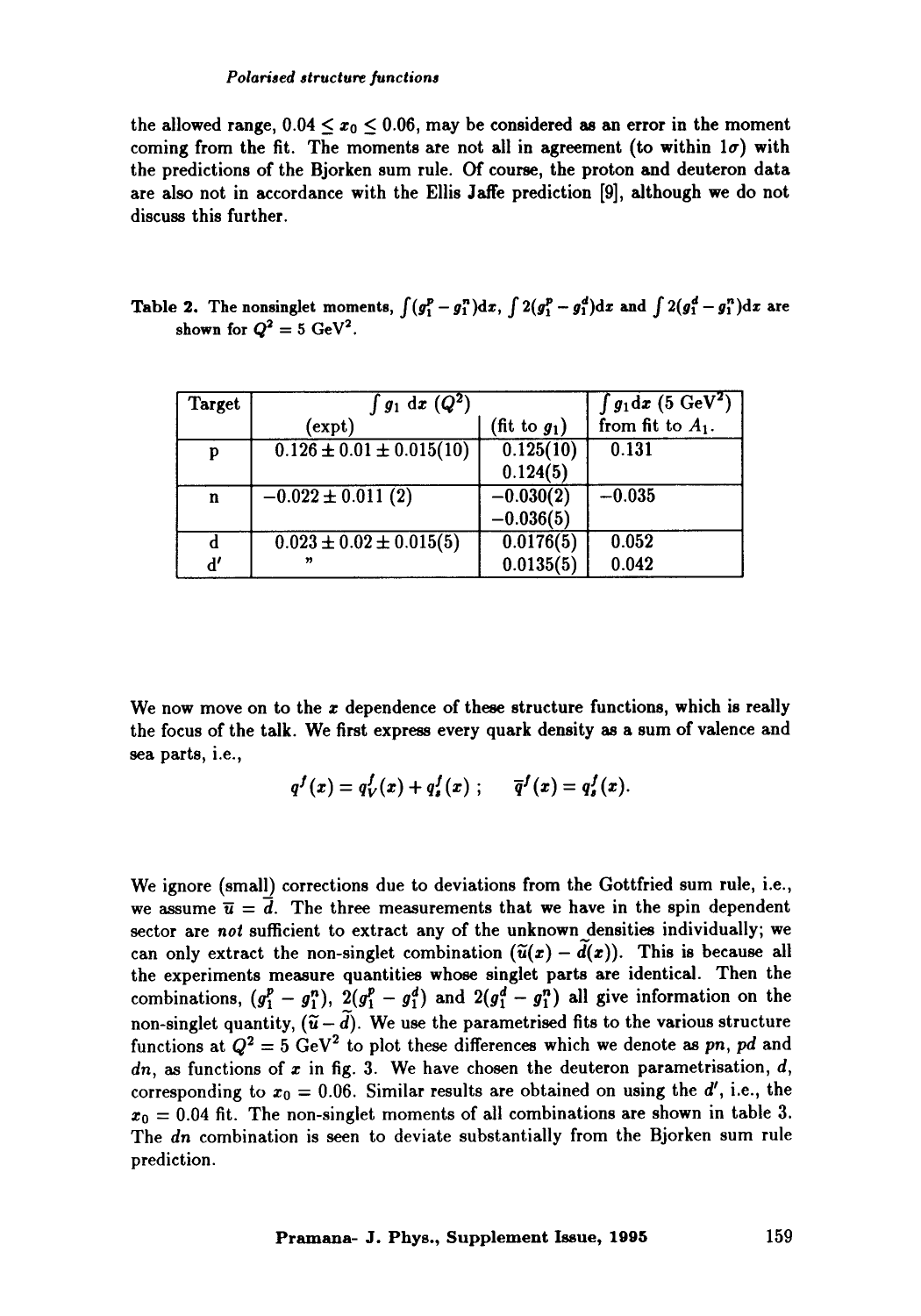the allowed range, $0.04 \le x_0 \le 0.06$, may be considered as an error in the moment coming from the fit. The moments are not all in agreement (to within $1\sigma$) with the predictions of the Bjorken sum rule. Of course, the proton and deuteron data are also not in accordance with the Ellis Jaffe prediction [9], although we do not discuss this further.

Table 2. The nonsinglet moments, $\int (g_1^p - g_1^n)dx$, $\int 2(g_1^p - g_1^d)dx$ and $\int 2(g_1^d - g_1^n)dx$ are shown for $Q^2 = 5$ GeV$^2$.

| Target | $\int g_1 \, dx \; (Q^2)$ | | $\int g_1 dx$ (5 GeV$^2$) |
|---|---|---|---|
| | (expt) | (fit to $g_1$) | from fit to $A_1$. |
| p | $0.126 \pm 0.01 \pm 0.015(10)$ | 0.125(10) | 0.131 |
| | | 0.124(5) | |
| n | $-0.022 \pm 0.011$ (2) | $-0.030(2)$ | $-0.035$ |
| | | $-0.036(5)$ | |
| d | $0.023 \pm 0.02 \pm 0.015(5)$ | 0.0176(5) | 0.052 |
| d′ | " | 0.0135(5) | 0.042 |

We now move on to the $x$ dependence of these structure functions, which is really the focus of the talk. We first express every quark density as a sum of valence and sea parts, i.e.,

$$q^f(x) = q_V^f(x) + q_s^f(x) \; ; \qquad \overline{q}^f(x) = q_s^f(x).$$

We ignore (small) corrections due to deviations from the Gottfried sum rule, i.e., we assume $\overline{u} = \overline{d}$. The three measurements that we have in the spin dependent sector are *not* sufficient to extract any of the unknown densities individually; we can only extract the non-singlet combination $(\widetilde{u}(x) - \widetilde{d}(x))$. This is because all the experiments measure quantities whose singlet parts are identical. Then the combinations, $(g_1^p - g_1^n)$, $2(g_1^p - g_1^d)$ and $2(g_1^d - g_1^n)$ all give information on the non-singlet quantity, $(\widetilde{u} - \widetilde{d})$. We use the parametrised fits to the various structure functions at $Q^2 = 5$ GeV$^2$ to plot these differences which we denote as $pn$, $pd$ and $dn$, as functions of $x$ in fig. 3. We have chosen the deuteron parametrisation, $d$, corresponding to $x_0 = 0.06$. Similar results are obtained on using the $d'$, i.e., the $x_0 = 0.04$ fit. The non-singlet moments of all combinations are shown in table 3. The $dn$ combination is seen to deviate substantially from the Bjorken sum rule prediction.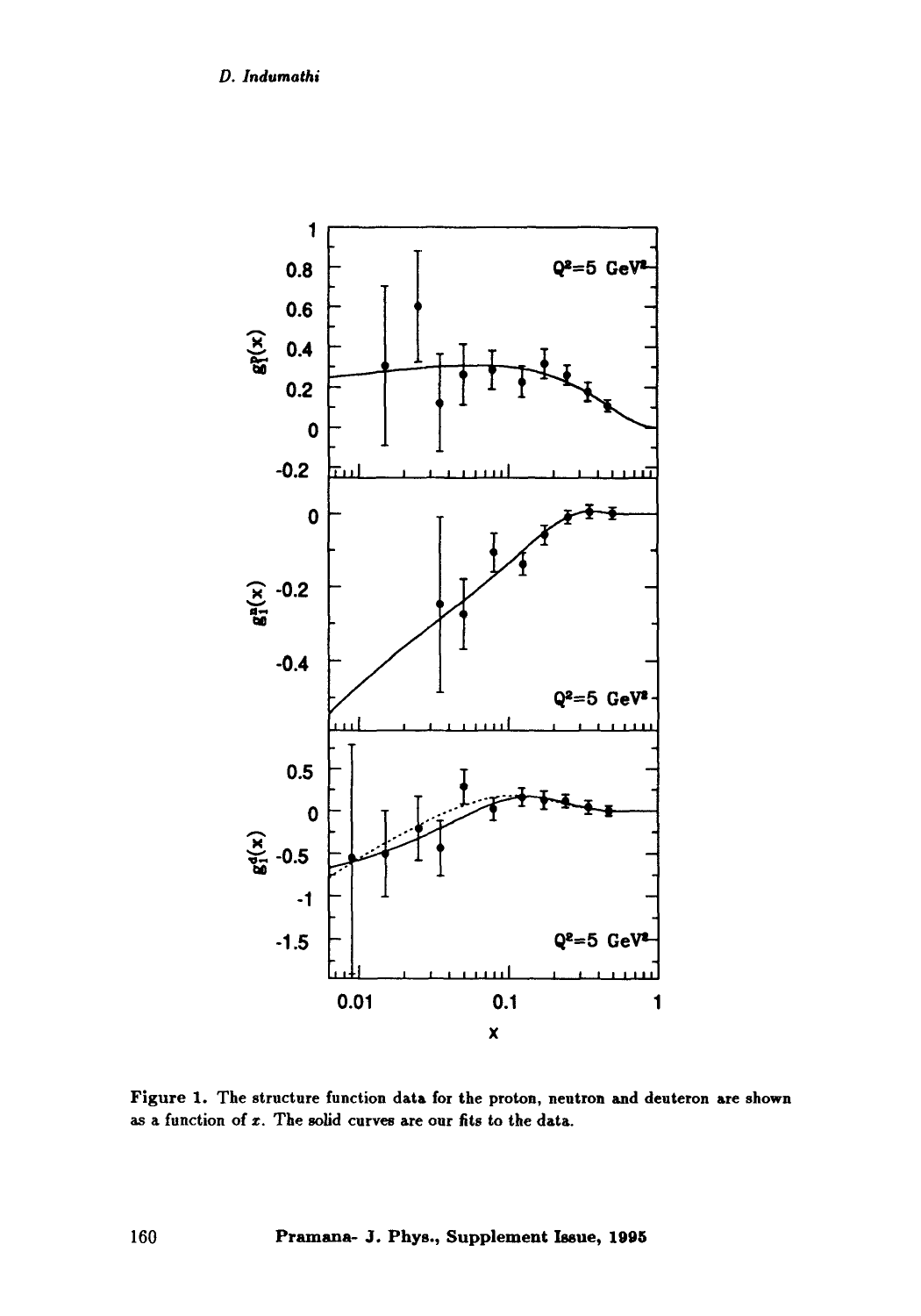Figure 1. The structure function data for the proton, neutron and deuteron are shown as a function of $x$. The solid curves are our fits to the data.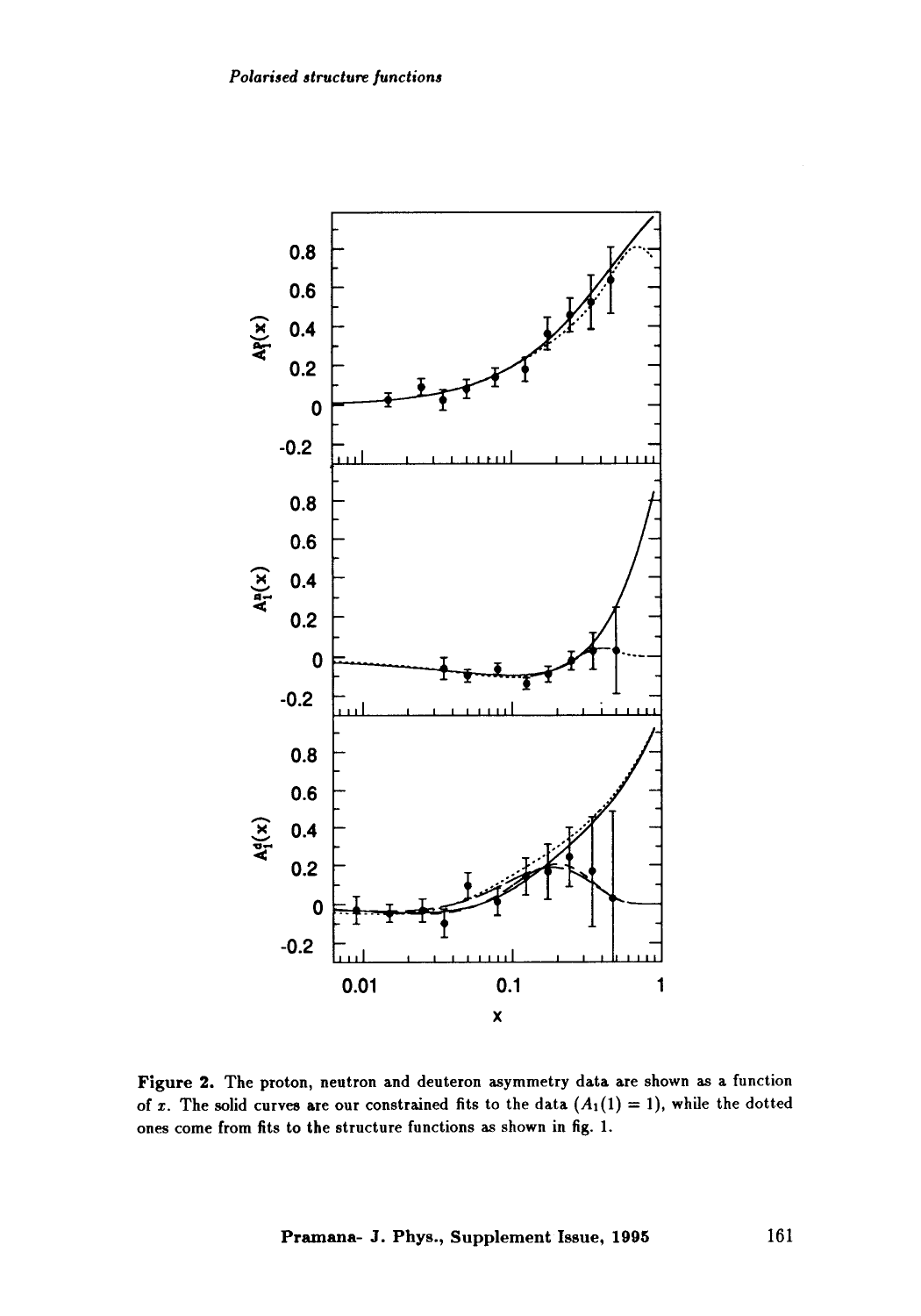**Figure 2.** The proton, neutron and deuteron asymmetry data are shown as a function of $x$. The solid curves are our constrained fits to the data ($A_1(1) = 1$), while the dotted ones come from fits to the structure functions as shown in fig. 1.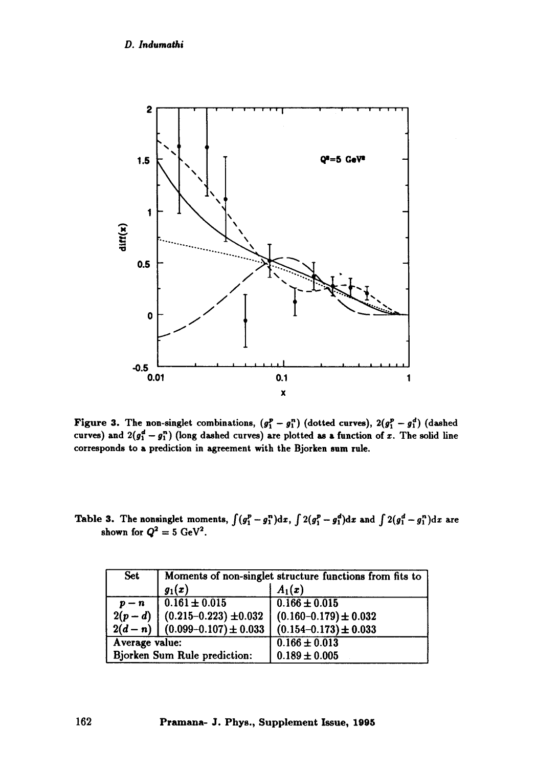**Figure 3.** The non-singlet combinations, $(g_1^p - g_1^n)$ (dotted curves), $2(g_1^p - g_1^d)$ (dashed curves) and $2(g_1^d - g_1^n)$ (long dashed curves) are plotted as a function of $x$. The solid line corresponds to a prediction in agreement with the Bjorken sum rule.

**Table 3.** The nonsinglet moments, $\int (g_1^p - g_1^n)\mathrm{d}x$, $\int 2(g_1^p - g_1^d)\mathrm{d}x$ and $\int 2(g_1^d - g_1^n)\mathrm{d}x$ are shown for $Q^2 = 5\ \mathrm{GeV}^2$.

| Set | Moments of non-singlet structure functions from fits to | |
|---|---|---|
| | $g_1(x)$ | $A_1(x)$ |
| $p - n$ | $0.161 \pm 0.015$ | $0.166 \pm 0.015$ |
| $2(p - d)$ | $(0.215\text{–}0.223) \pm 0.032$ | $(0.160\text{–}0.179) \pm 0.032$ |
| $2(d - n)$ | $(0.099\text{–}0.107) \pm 0.033$ | $(0.154\text{–}0.173) \pm 0.033$ |
| Average value: | | $0.166 \pm 0.013$ |
| Bjorken Sum Rule prediction: | | $0.189 \pm 0.005$ |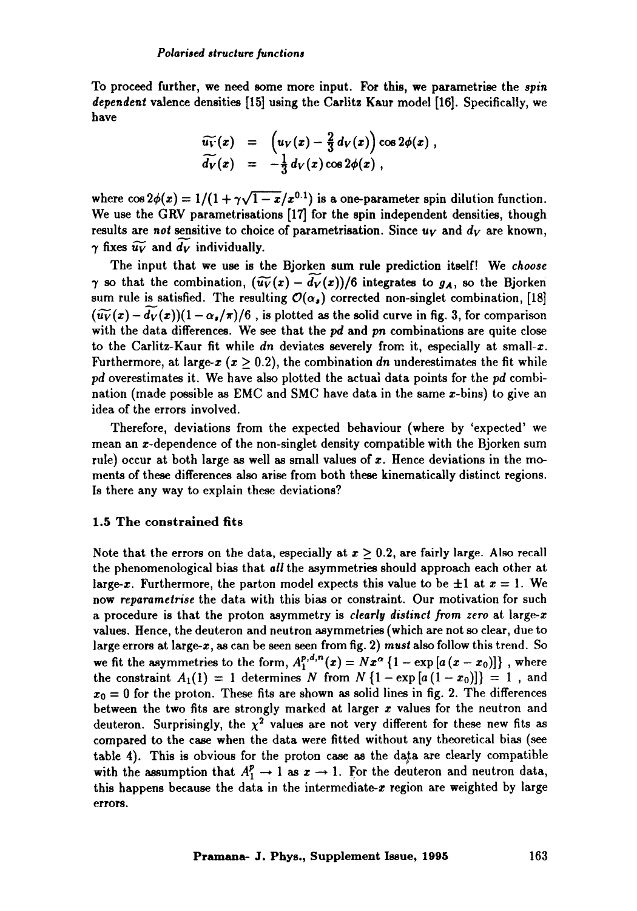To proceed further, we need some more input. For this, we parametrise the *spin dependent* valence densities [15] using the Carlitz Kaur model [16]. Specifically, we have

$$
\begin{aligned}
\widetilde{u_V}(x) &= \left(u_V(x) - \tfrac{2}{3} d_V(x)\right) \cos 2\phi(x) , \\
\widetilde{d_V}(x) &= -\tfrac{1}{3} d_V(x) \cos 2\phi(x) ,
\end{aligned}
$$

where $\cos 2\phi(x) = 1/(1 + \gamma\sqrt{1-x}/x^{0.1})$ is a one-parameter spin dilution function. We use the GRV parametrisations [17] for the spin independent densities, though results are *not* sensitive to choice of parametrisation. Since $u_V$ and $d_V$ are known, $\gamma$ fixes $\widetilde{u_V}$ and $\widetilde{d_V}$ individually.

The input that we use is the Bjorken sum rule prediction itself! We *choose* $\gamma$ so that the combination, $(\widetilde{u_V}(x) - \widetilde{d_V}(x))/6$ integrates to $g_A$, so the Bjorken sum rule is satisfied. The resulting $\mathcal{O}(\alpha_s)$ corrected non-singlet combination, [18] $(\widetilde{u_V}(x) - \widetilde{d_V}(x))(1 - \alpha_s/\pi)/6$ , is plotted as the solid curve in fig. 3, for comparison with the data differences. We see that the *pd* and *pn* combinations are quite close to the Carlitz-Kaur fit while *dn* deviates severely from it, especially at small-$x$. Furthermore, at large-$x$ ($x \geq 0.2$), the combination *dn* underestimates the fit while *pd* overestimates it. We have also plotted the actual data points for the *pd* combination (made possible as EMC and SMC have data in the same $x$-bins) to give an idea of the errors involved.

Therefore, deviations from the expected behaviour (where by 'expected' we mean an $x$-dependence of the non-singlet density compatible with the Bjorken sum rule) occur at both large as well as small values of $x$. Hence deviations in the moments of these differences also arise from both these kinematically distinct regions. Is there any way to explain these deviations?

### 1.5 The constrained fits

Note that the errors on the data, especially at $x \geq 0.2$, are fairly large. Also recall the phenomenological bias that *all* the asymmetries should approach each other at large-$x$. Furthermore, the parton model expects this value to be $\pm 1$ at $x = 1$. We now *reparametrise* the data with this bias or constraint. Our motivation for such a procedure is that the proton asymmetry is *clearly distinct from zero* at large-$x$ values. Hence, the deuteron and neutron asymmetries (which are not so clear, due to large errors at large-$x$, as can be seen seen from fig. 2) *must* also follow this trend. So we fit the asymmetries to the form, $A_1^{p,d,n}(x) = N x^\alpha \{1 - \exp\left[a\,(x - x_0)\right]\}$ , where the constraint $A_1(1) = 1$ determines $N$ from $N\{1 - \exp\left[a\,(1 - x_0)\right]\} = 1$ , and $x_0 = 0$ for the proton. These fits are shown as solid lines in fig. 2. The differences between the two fits are strongly marked at larger $x$ values for the neutron and deuteron. Surprisingly, the $\chi^2$ values are not very different for these new fits as compared to the case when the data were fitted without any theoretical bias (see table 4). This is obvious for the proton case as the data are clearly compatible with the assumption that $A_1^p \to 1$ as $x \to 1$. For the deuteron and neutron data, this happens because the data in the intermediate-$x$ region are weighted by large errors.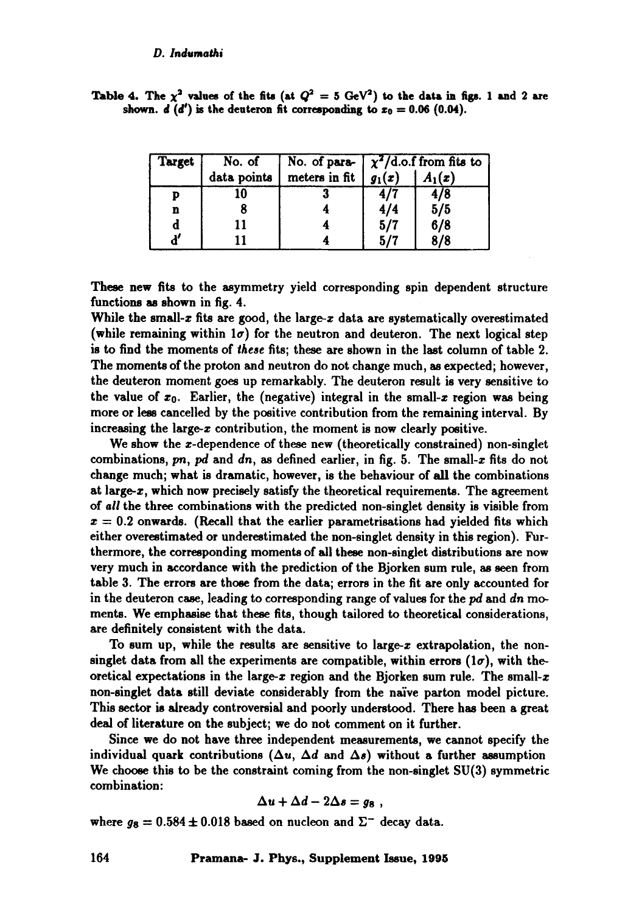Table 4. The $\chi^2$ values of the fits (at $Q^2 = 5$ GeV$^2$) to the data in figs. 1 and 2 are shown. $d$ ($d'$) is the deuteron fit corresponding to $x_0 = 0.06$ (0.04).

| Target | No. of data points | No. of parameters in fit | $\chi^2$/d.o.f from fits to $g_1(x)$ | $A_1(x)$ |
|---|---|---|---|---|
| p | 10 | 3 | 4/7 | 4/8 |
| n | 8 | 4 | 4/4 | 5/5 |
| d | 11 | 4 | 5/7 | 6/8 |
| d′ | 11 | 4 | 5/7 | 8/8 |

These new fits to the asymmetry yield corresponding spin dependent structure functions as shown in fig. 4.

While the small-$x$ fits are good, the large-$x$ data are systematically overestimated (while remaining within $1\sigma$) for the neutron and deuteron. The next logical step is to find the moments of *these* fits; these are shown in the last column of table 2. The moments of the proton and neutron do not change much, as expected; however, the deuteron moment goes up remarkably. The deuteron result is very sensitive to the value of $x_0$. Earlier, the (negative) integral in the small-$x$ region was being more or less cancelled by the positive contribution from the remaining interval. By increasing the large-$x$ contribution, the moment is now clearly positive.

We show the $x$-dependence of these new (theoretically constrained) non-singlet combinations, $pn$, $pd$ and $dn$, as defined earlier, in fig. 5. The small-$x$ fits do not change much; what is dramatic, however, is the behaviour of **all** the combinations at large-$x$, which now precisely satisfy the theoretical requirements. The agreement of *all* the three combinations with the predicted non-singlet density is visible from $x = 0.2$ onwards. (Recall that the earlier parametrisations had yielded fits which either overestimated or underestimated the non-singlet density in this region). Furthermore, the corresponding moments of all these non-singlet distributions are now very much in accordance with the prediction of the Bjorken sum rule, as seen from table 3. The errors are those from the data; errors in the fit are only accounted for in the deuteron case, leading to corresponding range of values for the $pd$ and $dn$ moments. We emphasise that these fits, though tailored to theoretical considerations, are definitely consistent with the data.

To sum up, while the results are sensitive to large-$x$ extrapolation, the non-singlet data from all the experiments are compatible, within errors ($1\sigma$), with theoretical expectations in the large-$x$ region and the Bjorken sum rule. The small-$x$ non-singlet data still deviate considerably from the naïve parton model picture. This sector is already controversial and poorly understood. There has been a great deal of literature on the subject; we do not comment on it further.

Since we do not have three independent measurements, we cannot specify the individual quark contributions ($\Delta u$, $\Delta d$ and $\Delta s$) without a further assumption We choose this to be the constraint coming from the non-singlet SU(3) symmetric combination:

$$\Delta u + \Delta d - 2\Delta s = g_8 \ ,$$

where $g_8 = 0.584 \pm 0.018$ based on nucleon and $\Sigma^-$ decay data.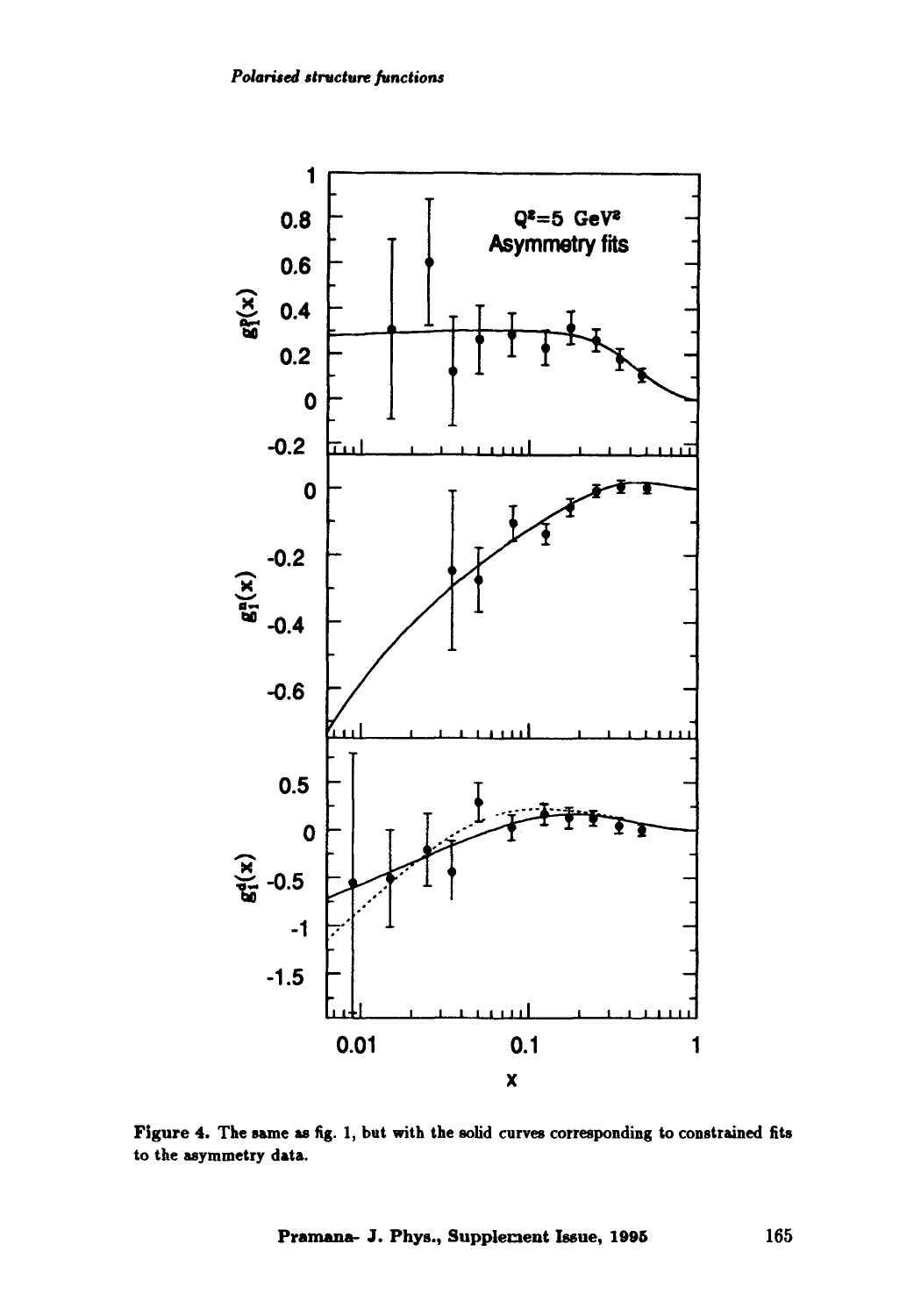Figure 4. The same as fig. 1, but with the solid curves corresponding to constrained fits to the asymmetry data.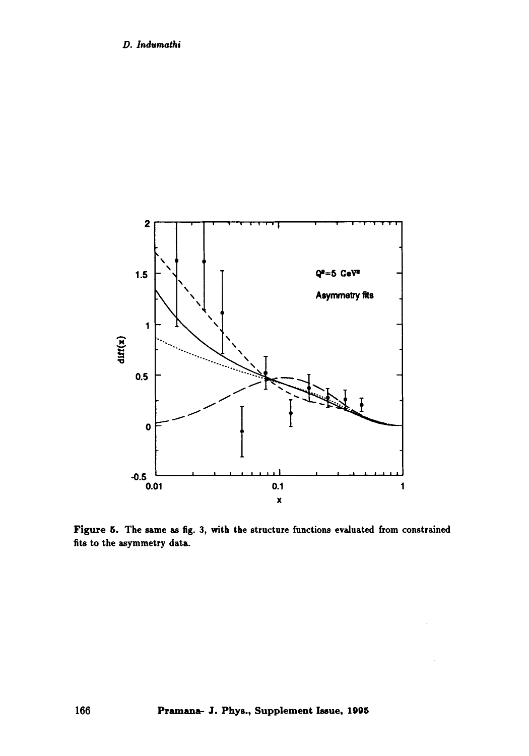**Figure 5.** The same as fig. 3, with the structure functions evaluated from constrained fits to the asymmetry data.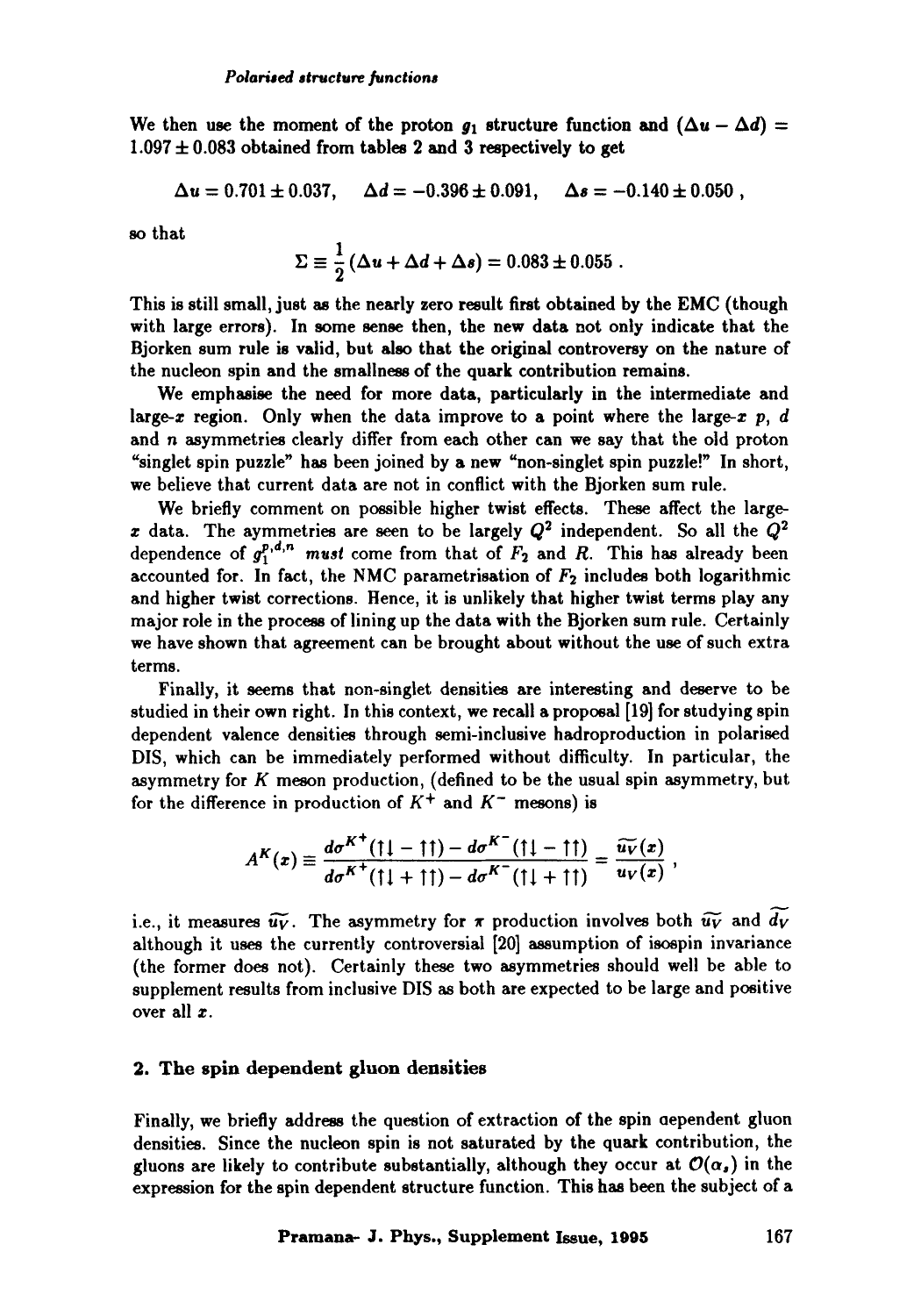We then use the moment of the proton $g_1$ structure function and $(\Delta u - \Delta d) = 1.097 \pm 0.083$ obtained from tables 2 and 3 respectively to get

$$\Delta u = 0.701 \pm 0.037, \quad \Delta d = -0.396 \pm 0.091, \quad \Delta s = -0.140 \pm 0.050 ,$$

so that

$$\Sigma \equiv \frac{1}{2}\left(\Delta u + \Delta d + \Delta s\right) = 0.083 \pm 0.055 .$$

This is still small, just as the nearly zero result first obtained by the EMC (though with large errors). In some sense then, the new data not only indicate that the Bjorken sum rule is valid, but also that the original controversy on the nature of the nucleon spin and the smallness of the quark contribution remains.

We emphasise the need for more data, particularly in the intermediate and large-$x$ region. Only when the data improve to a point where the large-$x$ $p$, $d$ and $n$ asymmetries clearly differ from each other can we say that the old proton "singlet spin puzzle" has been joined by a new "non-singlet spin puzzle!" In short, we believe that current data are not in conflict with the Bjorken sum rule.

We briefly comment on possible higher twist effects. These affect the large-$x$ data. The aymmetries are seen to be largely $Q^2$ independent. So all the $Q^2$ dependence of $g_1^{p,d,n}$ *must* come from that of $F_2$ and $R$. This has already been accounted for. In fact, the NMC parametrisation of $F_2$ includes both logarithmic and higher twist corrections. Hence, it is unlikely that higher twist terms play any major role in the process of lining up the data with the Bjorken sum rule. Certainly we have shown that agreement can be brought about without the use of such extra terms.

Finally, it seems that non-singlet densities are interesting and deserve to be studied in their own right. In this context, we recall a proposal [19] for studying spin dependent valence densities through semi-inclusive hadroproduction in polarised DIS, which can be immediately performed without difficulty. In particular, the asymmetry for $K$ meson production, (defined to be the usual spin asymmetry, but for the difference in production of $K^+$ and $K^-$ mesons) is

$$A^K(x) \equiv \frac{d\sigma^{K^+}(\uparrow\downarrow - \uparrow\uparrow) - d\sigma^{K^-}(\uparrow\downarrow - \uparrow\uparrow)}{d\sigma^{K^+}(\uparrow\downarrow + \uparrow\uparrow) - d\sigma^{K^-}(\uparrow\downarrow + \uparrow\uparrow)} = \frac{\widetilde{u_V}(x)}{u_V(x)} ,$$

i.e., it measures $\widetilde{u_V}$. The asymmetry for $\pi$ production involves both $\widetilde{u_V}$ and $\widetilde{d_V}$ although it uses the currently controversial [20] assumption of isospin invariance (the former does not). Certainly these two asymmetries should well be able to supplement results from inclusive DIS as both are expected to be large and positive over all $x$.

## 2. The spin dependent gluon densities

Finally, we briefly address the question of extraction of the spin dependent gluon densities. Since the nucleon spin is not saturated by the quark contribution, the gluons are likely to contribute substantially, although they occur at $\mathcal{O}(\alpha_s)$ in the expression for the spin dependent structure function. This has been the subject of a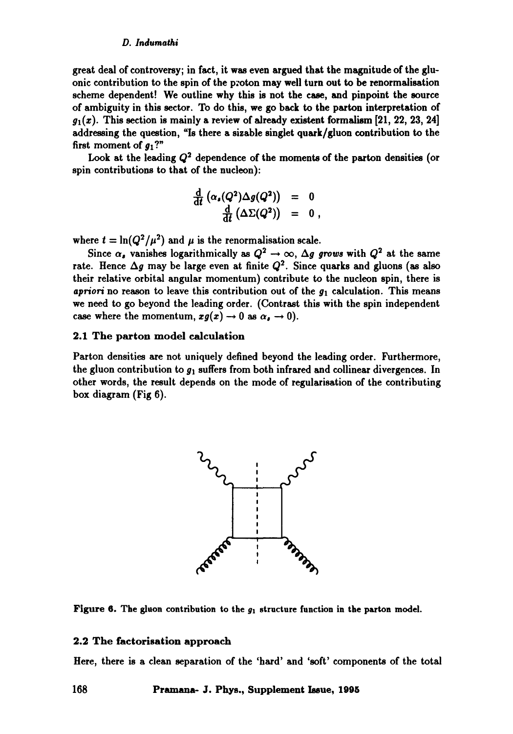great deal of controversy; in fact, it was even argued that the magnitude of the gluonic contribution to the spin of the proton may well turn out to be renormalisation scheme dependent! We outline why this is not the case, and pinpoint the source of ambiguity in this sector. To do this, we go back to the parton interpretation of $g_1(x)$. This section is mainly a review of already existent formalism [21, 22, 23, 24] addressing the question, "Is there a sizable singlet quark/gluon contribution to the first moment of $g_1$?"

Look at the leading $Q^2$ dependence of the moments of the parton densities (or spin contributions to that of the nucleon):

$$
\begin{aligned}
\frac{\mathrm{d}}{\mathrm{d}t}\left(\alpha_s(Q^2)\Delta g(Q^2)\right) &= 0 \\
\frac{\mathrm{d}}{\mathrm{d}t}\left(\Delta\Sigma(Q^2)\right) &= 0\,,
\end{aligned}
$$

where $t = \ln(Q^2/\mu^2)$ and $\mu$ is the renormalisation scale.

Since $\alpha_s$ vanishes logarithmically as $Q^2 \to \infty$, $\Delta g$ *grows* with $Q^2$ at the same rate. Hence $\Delta g$ may be large even at finite $Q^2$. Since quarks and gluons (as also their relative orbital angular momentum) contribute to the nucleon spin, there is *apriori* no reason to leave this contribution out of the $g_1$ calculation. This means we need to go beyond the leading order. (Contrast this with the spin independent case where the momentum, $xg(x) \to 0$ as $\alpha_s \to 0$).

### 2.1 The parton model calculation

Parton densities are not uniquely defined beyond the leading order. Furthermore, the gluon contribution to $g_1$ suffers from both infrared and collinear divergences. In other words, the result depends on the mode of regularisation of the contributing box diagram (Fig 6).

**Figure 6.** The gluon contribution to the $g_1$ structure function in the parton model.

### 2.2 The factorisation approach

Here, there is a clean separation of the 'hard' and 'soft' components of the total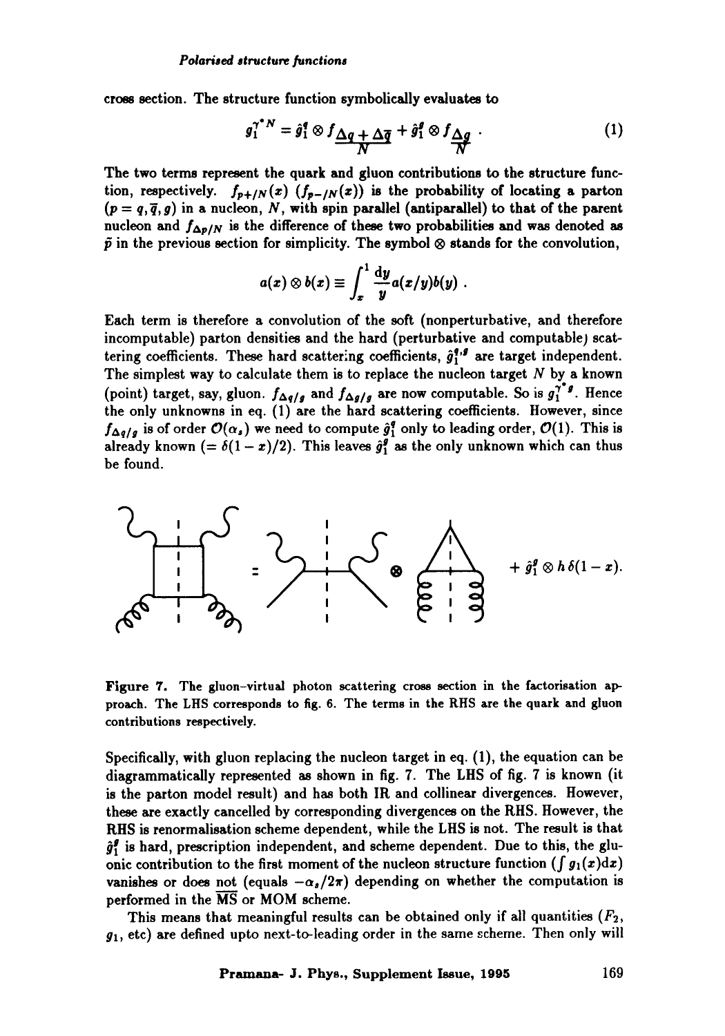cross section. The structure function symbolically evaluates to

$$g_1^{\gamma^* N} = \hat{g}_1^q \otimes f_{\frac{\Delta q + \Delta \bar{q}}{N}} + \hat{g}_1^g \otimes f_{\frac{\Delta g}{N}} . \tag{1}$$

The two terms represent the quark and gluon contributions to the structure function, respectively. $f_{p+/N}(x)$ ($f_{p-/N}(x)$) is the probability of locating a parton ($p = q, \bar{q}, g$) in a nucleon, $N$, with spin parallel (antiparallel) to that of the parent nucleon and $f_{\Delta p/N}$ is the difference of these two probabilities and was denoted as $\tilde{p}$ in the previous section for simplicity. The symbol $\otimes$ stands for the convolution,

$$a(x) \otimes b(x) \equiv \int_x^1 \frac{dy}{y} a(x/y) b(y) .$$

Each term is therefore a convolution of the soft (nonperturbative, and therefore incomputable) parton densities and the hard (perturbative and computable) scattering coefficients. These hard scattering coefficients, $\hat{g}_1^{q,g}$ are target independent. The simplest way to calculate them is to replace the nucleon target $N$ by a known (point) target, say, gluon. $f_{\Delta q/g}$ and $f_{\Delta g/g}$ are now computable. So is $g_1^{\gamma^* g}$. Hence the only unknowns in eq. (1) are the hard scattering coefficients. However, since $f_{\Delta q/g}$ is of order $\mathcal{O}(\alpha_s)$ we need to compute $\hat{g}_1^q$ only to leading order, $\mathcal{O}(1)$. This is already known ($= \delta(1-x)/2$). This leaves $\hat{g}_1^g$ as the only unknown which can thus be found.

$$= \quad \otimes \quad + \hat{g}_1^g \otimes h\,\delta(1-x).$$

**Figure 7.** The gluon–virtual photon scattering cross section in the factorisation approach. The LHS corresponds to fig. 6. The terms in the RHS are the quark and gluon contributions respectively.

Specifically, with gluon replacing the nucleon target in eq. (1), the equation can be diagrammatically represented as shown in fig. 7. The LHS of fig. 7 is known (it is the parton model result) and has both IR and collinear divergences. However, these are exactly cancelled by corresponding divergences on the RHS. However, the RHS is renormalisation scheme dependent, while the LHS is not. The result is that $\hat{g}_1^g$ is hard, prescription independent, and scheme dependent. Due to this, the gluonic contribution to the first moment of the nucleon structure function ($\int g_1(x) dx$) vanishes or does <u>not</u> (equals $-\alpha_s/2\pi$) depending on whether the computation is performed in the $\overline{\text{MS}}$ or MOM scheme.

This means that meaningful results can be obtained only if all quantities ($F_2$, $g_1$, etc) are defined upto next-to-leading order in the same scheme. Then only will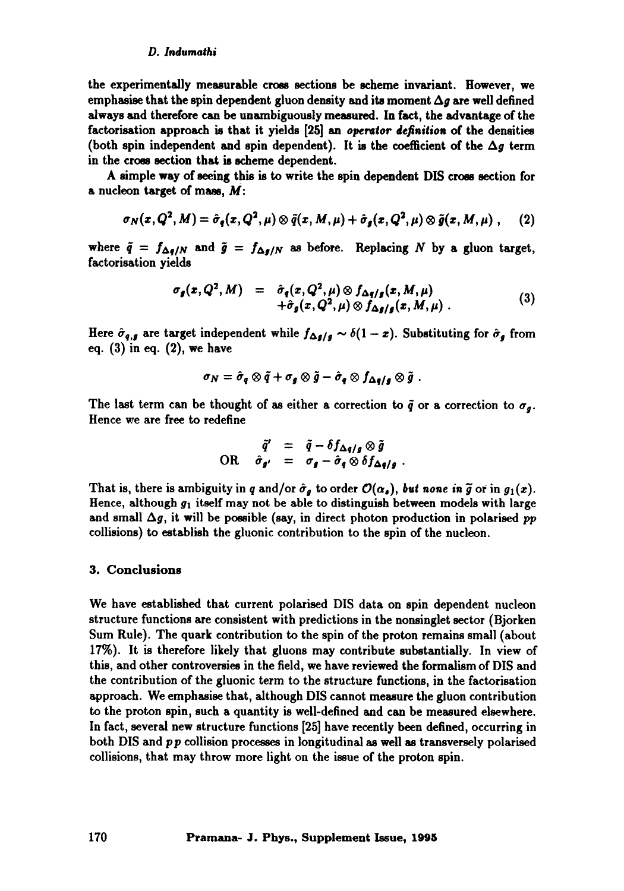the experimentally measurable cross sections be scheme invariant. However, we emphasise that the spin dependent gluon density and its moment $\Delta g$ are well defined always and therefore can be unambiguously measured. In fact, the advantage of the factorisation approach is that it yields [25] an *operator definition* of the densities (both spin independent and spin dependent). It is the coefficient of the $\Delta g$ term in the cross section that is scheme dependent.

A simple way of seeing this is to write the spin dependent DIS cross section for a nucleon target of mass, $M$:

$$\sigma_N(x, Q^2, M) = \hat{\sigma}_q(x, Q^2, \mu) \otimes \tilde{q}(x, M, \mu) + \hat{\sigma}_g(x, Q^2, \mu) \otimes \tilde{g}(x, M, \mu) \, , \quad (2)$$

where $\tilde{q} = f_{\Delta q/N}$ and $\tilde{g} = f_{\Delta g/N}$ as before. Replacing $N$ by a gluon target, factorisation yields

$$\begin{aligned} \sigma_g(x, Q^2, M) &= \hat{\sigma}_q(x, Q^2, \mu) \otimes f_{\Delta q/g}(x, M, \mu) \\ &+ \hat{\sigma}_g(x, Q^2, \mu) \otimes f_{\Delta g/g}(x, M, \mu) \, . \end{aligned} \quad (3)$$

Here $\hat{\sigma}_{q,g}$ are target independent while $f_{\Delta g/g} \sim \delta(1-x)$. Substituting for $\hat{\sigma}_g$ from eq. (3) in eq. (2), we have

$$\sigma_N = \hat{\sigma}_q \otimes \tilde{q} + \sigma_g \otimes \tilde{g} - \hat{\sigma}_q \otimes f_{\Delta q/g} \otimes \tilde{g} \, .$$

The last term can be thought of as either a correction to $\tilde{q}$ or a correction to $\sigma_g$. Hence we are free to redefine

$$\begin{aligned} \tilde{q}' &= \tilde{q} - \delta f_{\Delta q/g} \otimes \tilde{g} \\ \text{OR} \quad \hat{\sigma}_{g'} &= \sigma_g - \hat{\sigma}_q \otimes \delta f_{\Delta q/g} \, . \end{aligned}$$

That is, there is ambiguity in $q$ and/or $\hat{\sigma}_g$ to order $\mathcal{O}(\alpha_s)$, *but none in* $\tilde{g}$ or in $g_1(x)$. Hence, although $g_1$ itself may not be able to distinguish between models with large and small $\Delta g$, it will be possible (say, in direct photon production in polarised $pp$ collisions) to establish the gluonic contribution to the spin of the nucleon.

## 3. Conclusions

We have established that current polarised DIS data on spin dependent nucleon structure functions are consistent with predictions in the nonsinglet sector (Bjorken Sum Rule). The quark contribution to the spin of the proton remains small (about 17%). It is therefore likely that gluons may contribute substantially. In view of this, and other controversies in the field, we have reviewed the formalism of DIS and the contribution of the gluonic term to the structure functions, in the factorisation approach. We emphasise that, although DIS cannot measure the gluon contribution to the proton spin, such a quantity is well-defined and can be measured elsewhere. In fact, several new structure functions [25] have recently been defined, occurring in both DIS and $pp$ collision processes in longitudinal as well as transversely polarised collisions, that may throw more light on the issue of the proton spin.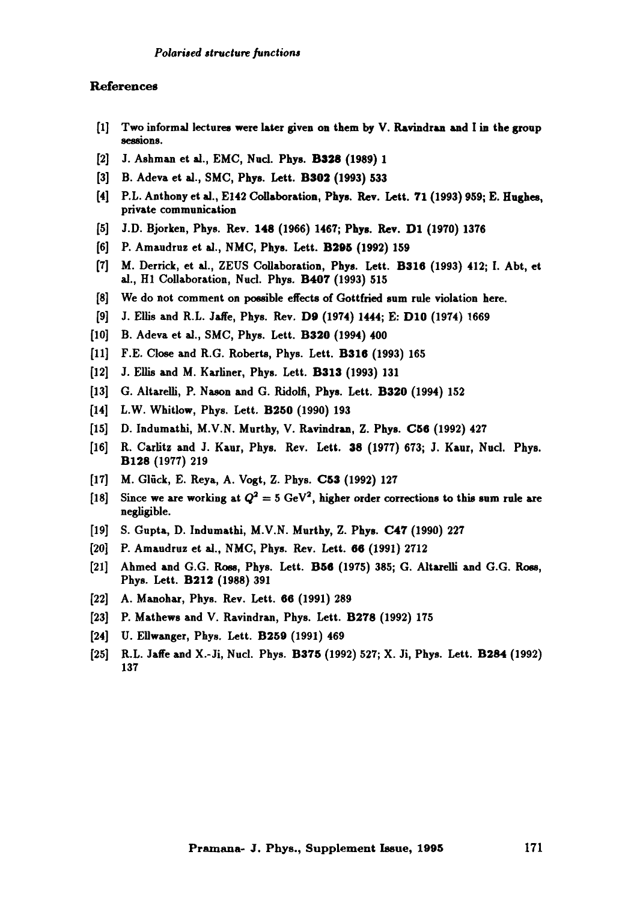## References

[1] Two informal lectures were later given on them by V. Ravindran and I in the group sessions.

[2] J. Ashman et al., EMC, Nucl. Phys. **B328** (1989) 1

[3] B. Adeva et al., SMC, Phys. Lett. **B302** (1993) 533

[4] P.L. Anthony et al., E142 Collaboration, Phys. Rev. Lett. **71** (1993) 959; E. Hughes, private communication

[5] J.D. Bjorken, Phys. Rev. **148** (1966) 1467; Phys. Rev. **D1** (1970) 1376

[6] P. Amaudruz et al., NMC, Phys. Lett. **B295** (1992) 159

[7] M. Derrick, et al., ZEUS Collaboration, Phys. Lett. **B316** (1993) 412; I. Abt, et al., H1 Collaboration, Nucl. Phys. **B407** (1993) 515

[8] We do not comment on possible effects of Gottfried sum rule violation here.

[9] J. Ellis and R.L. Jaffe, Phys. Rev. **D9** (1974) 1444; E: **D10** (1974) 1669

[10] B. Adeva et al., SMC, Phys. Lett. **B320** (1994) 400

[11] F.E. Close and R.G. Roberts, Phys. Lett. **B316** (1993) 165

[12] J. Ellis and M. Karliner, Phys. Lett. **B313** (1993) 131

[13] G. Altarelli, P. Nason and G. Ridolfi, Phys. Lett. **B320** (1994) 152

[14] L.W. Whitlow, Phys. Lett. **B250** (1990) 193

[15] D. Indumathi, M.V.N. Murthy, V. Ravindran, Z. Phys. **C56** (1992) 427

[16] R. Carlitz and J. Kaur, Phys. Rev. Lett. **38** (1977) 673; J. Kaur, Nucl. Phys. **B128** (1977) 219

[17] M. Glück, E. Reya, A. Vogt, Z. Phys. **C53** (1992) 127

[18] Since we are working at $Q^2 = 5$ GeV$^2$, higher order corrections to this sum rule are negligible.

[19] S. Gupta, D. Indumathi, M.V.N. Murthy, Z. Phys. **C47** (1990) 227

[20] P. Amaudruz et al., NMC, Phys. Rev. Lett. **66** (1991) 2712

[21] Ahmed and G.G. Ross, Phys. Lett. **B56** (1975) 385; G. Altarelli and G.G. Ross, Phys. Lett. **B212** (1988) 391

[22] A. Manohar, Phys. Rev. Lett. **66** (1991) 289

[23] P. Mathews and V. Ravindran, Phys. Lett. **B278** (1992) 175

[24] U. Ellwanger, Phys. Lett. **B259** (1991) 469

[25] R.L. Jaffe and X.-Ji, Nucl. Phys. **B375** (1992) 527; X. Ji, Phys. Lett. **B284** (1992) 137